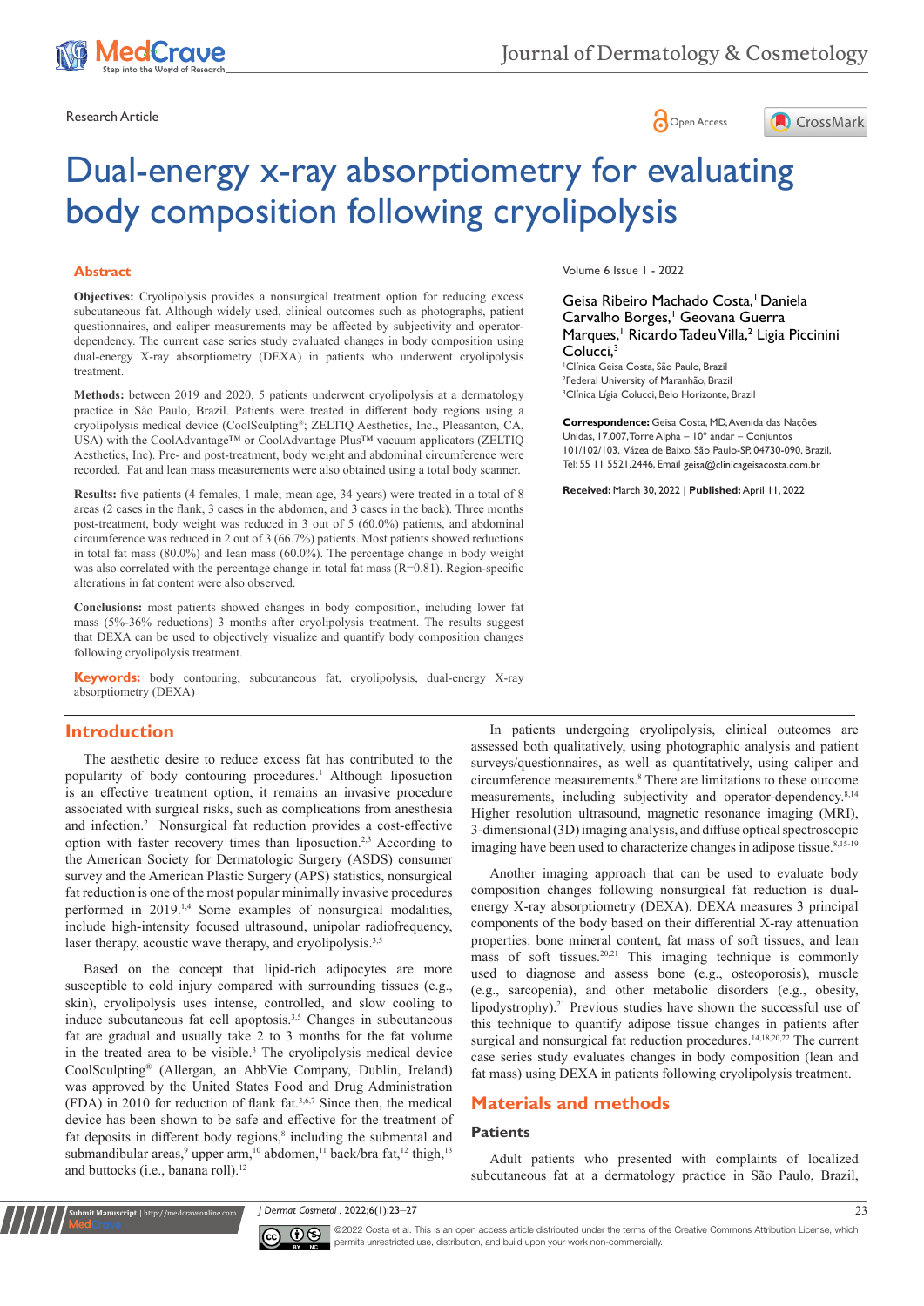Research Article

# Dual-energy x-ray absorptiometry for evaluating body composition following cryolipolysis

Volume 6 Issue 1 - 2022

Geisa Ribeiro Machado Costa,[1] Daniela Carvalho Borges,[1] Geovana Guerra Marques,[1] Ricardo Tadeu Villa,[2] Ligia Piccinini Colucci,[3]

[1]Clínica Geisa Costa, São Paulo, Brazil
[2]Federal University of Maranhão, Brazil
[3]Clínica Lígia Colucci, Belo Horizonte, Brazil

**Correspondence:** Geisa Costa, MD, Avenida das Nações Unidas, 17.007, Torre Alpha – 10° andar – Conjuntos 101/102/103, Vázea de Baixo, São Paulo-SP, 04730-090, Brazil, Tel: 55 11 5521.2446, Email geisa@clinicageisacosta.com.br

**Received:** March 30, 2022 | **Published:** April 11, 2022

## Abstract

**Objectives:** Cryolipolysis provides a nonsurgical treatment option for reducing excess subcutaneous fat. Although widely used, clinical outcomes such as photographs, patient questionnaires, and caliper measurements may be affected by subjectivity and operator-dependency. The current case series study evaluated changes in body composition using dual-energy X-ray absorptiometry (DEXA) in patients who underwent cryolipolysis treatment.

**Methods:** between 2019 and 2020, 5 patients underwent cryolipolysis at a dermatology practice in São Paulo, Brazil. Patients were treated in different body regions using a cryolipolysis medical device (CoolSculpting®; ZELTIQ Aesthetics, Inc., Pleasanton, CA, USA) with the CoolAdvantage™ or CoolAdvantage Plus™ vacuum applicators (ZELTIQ Aesthetics, Inc). Pre- and post-treatment, body weight and abdominal circumference were recorded. Fat and lean mass measurements were also obtained using a total body scanner.

**Results:** five patients (4 females, 1 male; mean age, 34 years) were treated in a total of 8 areas (2 cases in the flank, 3 cases in the abdomen, and 3 cases in the back). Three months post-treatment, body weight was reduced in 3 out of 5 (60.0%) patients, and abdominal circumference was reduced in 2 out of 3 (66.7%) patients. Most patients showed reductions in total fat mass (80.0%) and lean mass (60.0%). The percentage change in body weight was also correlated with the percentage change in total fat mass (R=0.81). Region-specific alterations in fat content were also observed.

**Conclusions:** most patients showed changes in body composition, including lower fat mass (5%-36% reductions) 3 months after cryolipolysis treatment. The results suggest that DEXA can be used to objectively visualize and quantify body composition changes following cryolipolysis treatment.

**Keywords:** body contouring, subcutaneous fat, cryolipolysis, dual-energy X-ray absorptiometry (DEXA)

## Introduction

The aesthetic desire to reduce excess fat has contributed to the popularity of body contouring procedures.[1] Although liposuction is an effective treatment option, it remains an invasive procedure associated with surgical risks, such as complications from anesthesia and infection.[2] Nonsurgical fat reduction provides a cost-effective option with faster recovery times than liposuction.[2,3] According to the American Society for Dermatologic Surgery (ASDS) consumer survey and the American Plastic Surgery (APS) statistics, nonsurgical fat reduction is one of the most popular minimally invasive procedures performed in 2019.[1,4] Some examples of nonsurgical modalities, include high-intensity focused ultrasound, unipolar radiofrequency, laser therapy, acoustic wave therapy, and cryolipolysis.[3,5]

Based on the concept that lipid-rich adipocytes are more susceptible to cold injury compared with surrounding tissues (e.g., skin), cryolipolysis uses intense, controlled, and slow cooling to induce subcutaneous fat cell apoptosis.[3,5] Changes in subcutaneous fat are gradual and usually take 2 to 3 months for the fat volume in the treated area to be visible.[3] The cryolipolysis medical device CoolSculpting® (Allergan, an AbbVie Company, Dublin, Ireland) was approved by the United States Food and Drug Administration (FDA) in 2010 for reduction of flank fat.[3,6,7] Since then, the medical device has been shown to be safe and effective for the treatment of fat deposits in different body regions,[8] including the submental and submandibular areas,[9] upper arm,[10] abdomen,[11] back/bra fat,[12] thigh,[13] and buttocks (i.e., banana roll).[12]

In patients undergoing cryolipolysis, clinical outcomes are assessed both qualitatively, using photographic analysis and patient surveys/questionnaires, as well as quantitatively, using caliper and circumference measurements.[8] There are limitations to these outcome measurements, including subjectivity and operator-dependency.[8,14] Higher resolution ultrasound, magnetic resonance imaging (MRI), 3-dimensional (3D) imaging analysis, and diffuse optical spectroscopic imaging have been used to characterize changes in adipose tissue.[8,15-19]

Another imaging approach that can be used to evaluate body composition changes following nonsurgical fat reduction is dual-energy X-ray absorptiometry (DEXA). DEXA measures 3 principal components of the body based on their differential X-ray attenuation properties: bone mineral content, fat mass of soft tissues, and lean mass of soft tissues.[20,21] This imaging technique is commonly used to diagnose and assess bone (e.g., osteoporosis), muscle (e.g., sarcopenia), and other metabolic disorders (e.g., obesity, lipodystrophy).[21] Previous studies have shown the successful use of this technique to quantify adipose tissue changes in patients after surgical and nonsurgical fat reduction procedures.[14,18,20,22] The current case series study evaluates changes in body composition (lean and fat mass) using DEXA in patients following cryolipolysis treatment.

## Materials and methods

### Patients

Adult patients who presented with complaints of localized subcutaneous fat at a dermatology practice in São Paulo, Brazil,

©2022 Costa et al. This is an open access article distributed under the terms of the Creative Commons Attribution License, which permits unrestricted use, distribution, and build upon your work non-commercially.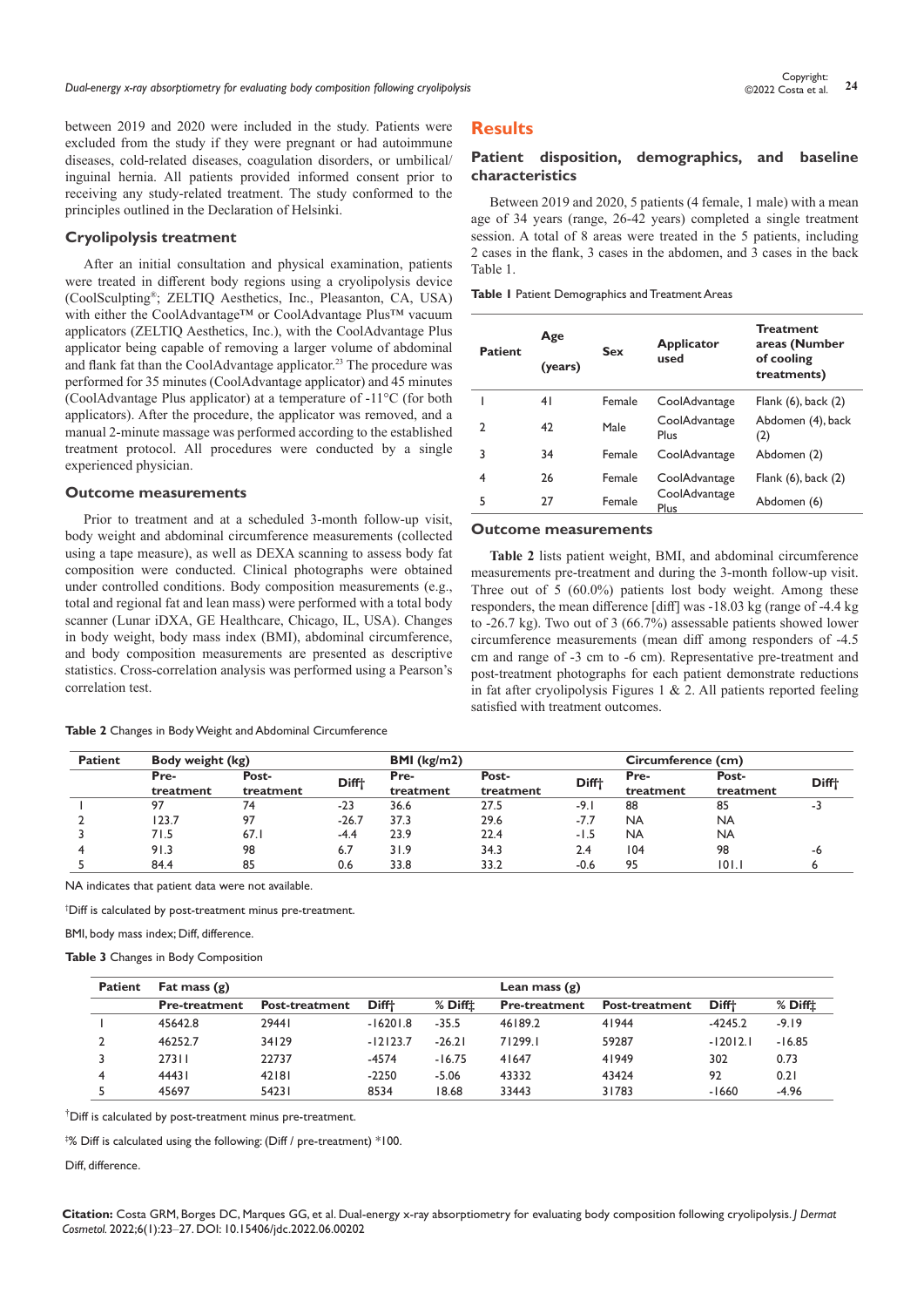between 2019 and 2020 were included in the study. Patients were excluded from the study if they were pregnant or had autoimmune diseases, cold-related diseases, coagulation disorders, or umbilical/inguinal hernia. All patients provided informed consent prior to receiving any study-related treatment. The study conformed to the principles outlined in the Declaration of Helsinki.

### Cryolipolysis treatment

After an initial consultation and physical examination, patients were treated in different body regions using a cryolipolysis device (CoolSculpting®; ZELTIQ Aesthetics, Inc., Pleasanton, CA, USA) with either the CoolAdvantage™ or CoolAdvantage Plus™ vacuum applicators (ZELTIQ Aesthetics, Inc.), with the CoolAdvantage Plus applicator being capable of removing a larger volume of abdominal and flank fat than the CoolAdvantage applicator.[23] The procedure was performed for 35 minutes (CoolAdvantage applicator) and 45 minutes (CoolAdvantage Plus applicator) at a temperature of -11°C (for both applicators). After the procedure, the applicator was removed, and a manual 2-minute massage was performed according to the established treatment protocol. All procedures were conducted by a single experienced physician.

### Outcome measurements

Prior to treatment and at a scheduled 3-month follow-up visit, body weight and abdominal circumference measurements (collected using a tape measure), as well as DEXA scanning to assess body fat composition were conducted. Clinical photographs were obtained under controlled conditions. Body composition measurements (e.g., total and regional fat and lean mass) were performed with a total body scanner (Lunar iDXA, GE Healthcare, Chicago, IL, USA). Changes in body weight, body mass index (BMI), abdominal circumference, and body composition measurements are presented as descriptive statistics. Cross-correlation analysis was performed using a Pearson's correlation test.

## Results

### Patient disposition, demographics, and baseline characteristics

Between 2019 and 2020, 5 patients (4 female, 1 male) with a mean age of 34 years (range, 26-42 years) completed a single treatment session. A total of 8 areas were treated in the 5 patients, including 2 cases in the flank, 3 cases in the abdomen, and 3 cases in the back Table 1.

**Table 1** Patient Demographics and Treatment Areas

| Patient | Age (years) | Sex | Applicator used | Treatment areas (Number of cooling treatments) |
|---|---|---|---|---|
| 1 | 41 | Female | CoolAdvantage | Flank (6), back (2) |
| 2 | 42 | Male | CoolAdvantage Plus | Abdomen (4), back (2) |
| 3 | 34 | Female | CoolAdvantage | Abdomen (2) |
| 4 | 26 | Female | CoolAdvantage | Flank (6), back (2) |
| 5 | 27 | Female | CoolAdvantage Plus | Abdomen (6) |

### Outcome measurements

**Table 2** lists patient weight, BMI, and abdominal circumference measurements pre-treatment and during the 3-month follow-up visit. Three out of 5 (60.0%) patients lost body weight. Among these responders, the mean difference [diff] was -18.03 kg (range of -4.4 kg to -26.7 kg). Two out of 3 (66.7%) assessable patients showed lower circumference measurements (mean diff among responders of -4.5 cm and range of -3 cm to -6 cm). Representative pre-treatment and post-treatment photographs for each patient demonstrate reductions in fat after cryolipolysis Figures 1 & 2. All patients reported feeling satisfied with treatment outcomes.

**Table 2** Changes in Body Weight and Abdominal Circumference

| Patient | Body weight (kg) | | | BMI (kg/m2) | | | Circumference (cm) | | |
|---|---|---|---|---|---|---|---|---|---|
| | Pre-treatment | Post-treatment | Diff† | Pre-treatment | Post-treatment | Diff† | Pre-treatment | Post-treatment | Diff† |
| 1 | 97 | 74 | -23 | 36.6 | 27.5 | -9.1 | 88 | 85 | -3 |
| 2 | 123.7 | 97 | -26.7 | 37.3 | 29.6 | -7.7 | NA | NA | |
| 3 | 71.5 | 67.1 | -4.4 | 23.9 | 22.4 | -1.5 | NA | NA | |
| 4 | 91.3 | 98 | 6.7 | 31.9 | 34.3 | 2.4 | 104 | 98 | -6 |
| 5 | 84.4 | 85 | 0.6 | 33.8 | 33.2 | -0.6 | 95 | 101.1 | 6 |

NA indicates that patient data were not available.

†Diff is calculated by post-treatment minus pre-treatment.

BMI, body mass index; Diff, difference.

**Table 3** Changes in Body Composition

| Patient | Fat mass (g) | | | | Lean mass (g) | | | |
|---|---|---|---|---|---|---|---|---|
| | Pre-treatment | Post-treatment | Diff† | % Diff‡ | Pre-treatment | Post-treatment | Diff† | % Diff‡ |
| 1 | 45642.8 | 29441 | -16201.8 | -35.5 | 46189.2 | 41944 | -4245.2 | -9.19 |
| 2 | 46252.7 | 34129 | -12123.7 | -26.21 | 71299.1 | 59287 | -12012.1 | -16.85 |
| 3 | 27311 | 22737 | -4574 | -16.75 | 41647 | 41949 | 302 | 0.73 |
| 4 | 44431 | 42181 | -2250 | -5.06 | 43332 | 43424 | 92 | 0.21 |
| 5 | 45697 | 54231 | 8534 | 18.68 | 33443 | 31783 | -1660 | -4.96 |

†Diff is calculated by post-treatment minus pre-treatment.

‡% Diff is calculated using the following: (Diff / pre-treatment) *100.

Diff, difference.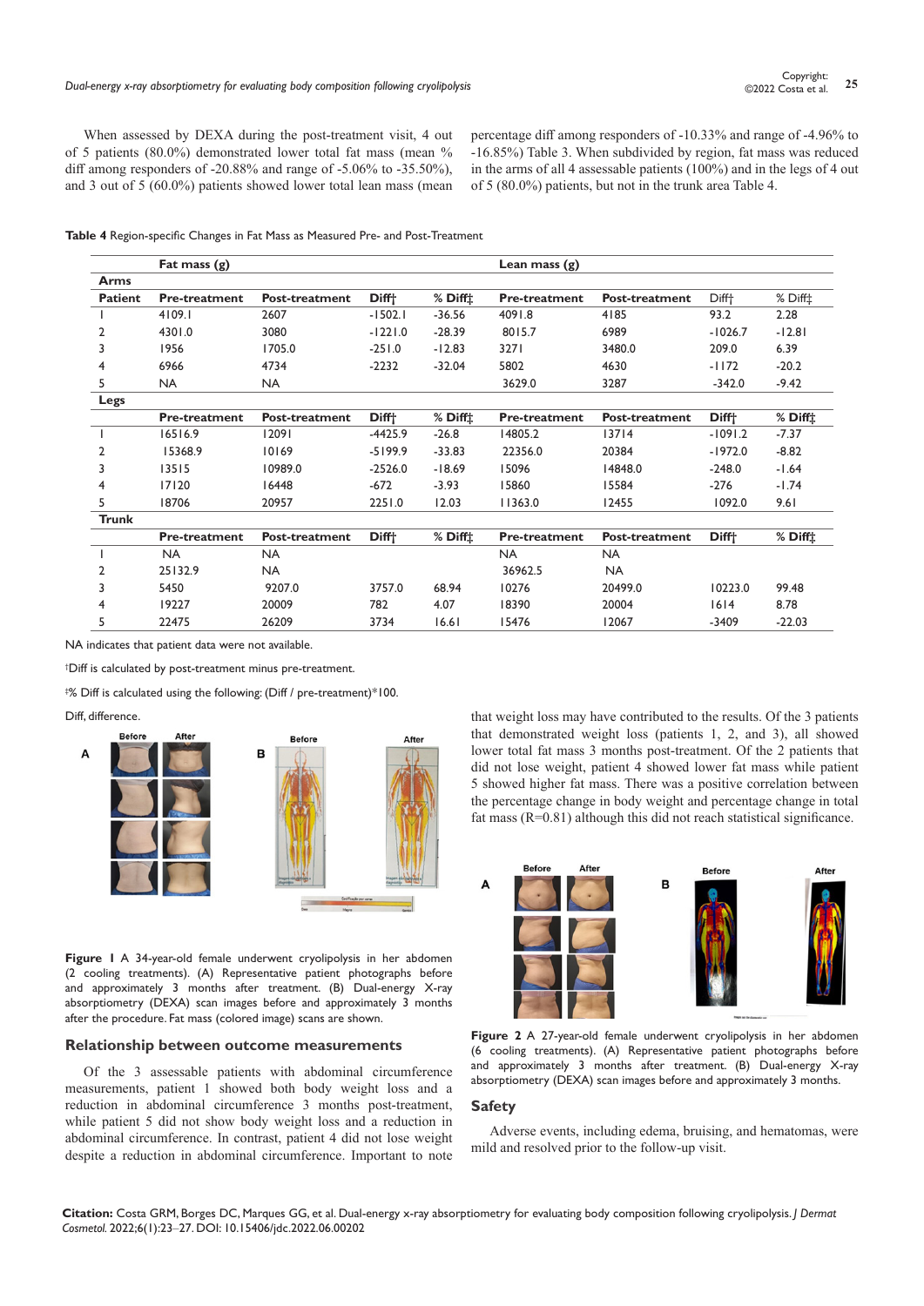When assessed by DEXA during the post-treatment visit, 4 out of 5 patients (80.0%) demonstrated lower total fat mass (mean % diff among responders of -20.88% and range of -5.06% to -35.50%), and 3 out of 5 (60.0%) patients showed lower total lean mass (mean percentage diff among responders of -10.33% and range of -4.96% to -16.85%) Table 3. When subdivided by region, fat mass was reduced in the arms of all 4 assessable patients (100%) and in the legs of 4 out of 5 (80.0%) patients, but not in the trunk area Table 4.

**Table 4** Region-specific Changes in Fat Mass as Measured Pre- and Post-Treatment

| | Fat mass (g) | | | | Lean mass (g) | | | |
|---|---|---|---|---|---|---|---|---|
| **Arms** | | | | | | | | |
| **Patient** | **Pre-treatment** | **Post-treatment** | **Diff†** | **% Diff‡** | **Pre-treatment** | **Post-treatment** | **Diff†** | **% Diff‡** |
| 1 | 4109.1 | 2607 | -1502.1 | -36.56 | 4091.8 | 4185 | 93.2 | 2.28 |
| 2 | 4301.0 | 3080 | -1221.0 | -28.39 | 8015.7 | 6989 | -1026.7 | -12.81 |
| 3 | 1956 | 1705.0 | -251.0 | -12.83 | 3271 | 3480.0 | 209.0 | 6.39 |
| 4 | 6966 | 4734 | -2232 | -32.04 | 5802 | 4630 | -1172 | -20.2 |
| 5 | NA | NA | | | 3629.0 | 3287 | -342.0 | -9.42 |
| **Legs** | | | | | | | | |
| | **Pre-treatment** | **Post-treatment** | **Diff†** | **% Diff‡** | **Pre-treatment** | **Post-treatment** | **Diff†** | **% Diff‡** |
| 1 | 16516.9 | 12091 | -4425.9 | -26.8 | 14805.2 | 13714 | -1091.2 | -7.37 |
| 2 | 15368.9 | 10169 | -5199.9 | -33.83 | 22356.0 | 20384 | -1972.0 | -8.82 |
| 3 | 13515 | 10989.0 | -2526.0 | -18.69 | 15096 | 14848.0 | -248.0 | -1.64 |
| 4 | 17120 | 16448 | -672 | -3.93 | 15860 | 15584 | -276 | -1.74 |
| 5 | 18706 | 20957 | 2251.0 | 12.03 | 11363.0 | 12455 | 1092.0 | 9.61 |
| **Trunk** | | | | | | | | |
| | **Pre-treatment** | **Post-treatment** | **Diff†** | **% Diff‡** | **Pre-treatment** | **Post-treatment** | **Diff†** | **% Diff‡** |
| 1 | NA | NA | | | NA | NA | | |
| 2 | 25132.9 | NA | | | 36962.5 | NA | | |
| 3 | 5450 | 9207.0 | 3757.0 | 68.94 | 10276 | 20499.0 | 10223.0 | 99.48 |
| 4 | 19227 | 20009 | 782 | 4.07 | 18390 | 20004 | 1614 | 8.78 |
| 5 | 22475 | 26209 | 3734 | 16.61 | 15476 | 12067 | -3409 | -22.03 |

NA indicates that patient data were not available.

†Diff is calculated by post-treatment minus pre-treatment.

‡% Diff is calculated using the following: (Diff / pre-treatment)*100.

Diff, difference.

**Figure 1** A 34-year-old female underwent cryolipolysis in her abdomen (2 cooling treatments). (A) Representative patient photographs before and approximately 3 months after treatment. (B) Dual-energy X-ray absorptiometry (DEXA) scan images before and approximately 3 months after the procedure. Fat mass (colored image) scans are shown.

## Relationship between outcome measurements

Of the 3 assessable patients with abdominal circumference measurements, patient 1 showed both body weight loss and a reduction in abdominal circumference 3 months post-treatment, while patient 5 did not show body weight loss and a reduction in abdominal circumference. In contrast, patient 4 did not lose weight despite a reduction in abdominal circumference. Important to note that weight loss may have contributed to the results. Of the 3 patients that demonstrated weight loss (patients 1, 2, and 3), all showed lower total fat mass 3 months post-treatment. Of the 2 patients that did not lose weight, patient 4 showed lower fat mass while patient 5 showed higher fat mass. There was a positive correlation between the percentage change in body weight and percentage change in total fat mass (R=0.81) although this did not reach statistical significance.

**Figure 2** A 27-year-old female underwent cryolipolysis in her abdomen (6 cooling treatments). (A) Representative patient photographs before and approximately 3 months after treatment. (B) Dual-energy X-ray absorptiometry (DEXA) scan images before and approximately 3 months.

## Safety

Adverse events, including edema, bruising, and hematomas, were mild and resolved prior to the follow-up visit.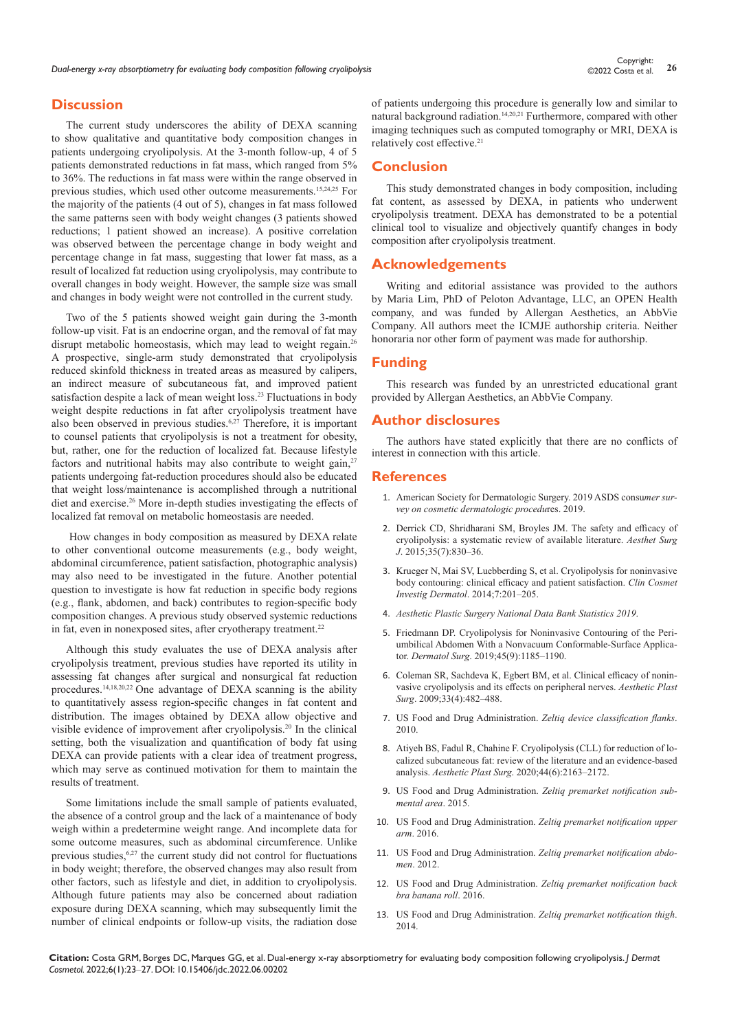## Discussion

The current study underscores the ability of DEXA scanning to show qualitative and quantitative body composition changes in patients undergoing cryolipolysis. At the 3-month follow-up, 4 of 5 patients demonstrated reductions in fat mass, which ranged from 5% to 36%. The reductions in fat mass were within the range observed in previous studies, which used other outcome measurements.[15,24,25] For the majority of the patients (4 out of 5), changes in fat mass followed the same patterns seen with body weight changes (3 patients showed reductions; 1 patient showed an increase). A positive correlation was observed between the percentage change in body weight and percentage change in fat mass, suggesting that lower fat mass, as a result of localized fat reduction using cryolipolysis, may contribute to overall changes in body weight. However, the sample size was small and changes in body weight were not controlled in the current study.

Two of the 5 patients showed weight gain during the 3-month follow-up visit. Fat is an endocrine organ, and the removal of fat may disrupt metabolic homeostasis, which may lead to weight regain.[26] A prospective, single-arm study demonstrated that cryolipolysis reduced skinfold thickness in treated areas as measured by calipers, an indirect measure of subcutaneous fat, and improved patient satisfaction despite a lack of mean weight loss.[23] Fluctuations in body weight despite reductions in fat after cryolipolysis treatment have also been observed in previous studies.[6,27] Therefore, it is important to counsel patients that cryolipolysis is not a treatment for obesity, but, rather, one for the reduction of localized fat. Because lifestyle factors and nutritional habits may also contribute to weight gain,[27] patients undergoing fat-reduction procedures should also be educated that weight loss/maintenance is accomplished through a nutritional diet and exercise.[26] More in-depth studies investigating the effects of localized fat removal on metabolic homeostasis are needed.

How changes in body composition as measured by DEXA relate to other conventional outcome measurements (e.g., body weight, abdominal circumference, patient satisfaction, photographic analysis) may also need to be investigated in the future. Another potential question to investigate is how fat reduction in specific body regions (e.g., flank, abdomen, and back) contributes to region-specific body composition changes. A previous study observed systemic reductions in fat, even in nonexposed sites, after cryotherapy treatment.[22]

Although this study evaluates the use of DEXA analysis after cryolipolysis treatment, previous studies have reported its utility in assessing fat changes after surgical and nonsurgical fat reduction procedures.[14,18,20,22] One advantage of DEXA scanning is the ability to quantitatively assess region-specific changes in fat content and distribution. The images obtained by DEXA allow objective and visible evidence of improvement after cryolipolysis.[20] In the clinical setting, both the visualization and quantification of body fat using DEXA can provide patients with a clear idea of treatment progress, which may serve as continued motivation for them to maintain the results of treatment.

Some limitations include the small sample of patients evaluated, the absence of a control group and the lack of a maintenance of body weigh within a predetermine weight range. And incomplete data for some outcome measures, such as abdominal circumference. Unlike previous studies,[6,27] the current study did not control for fluctuations in body weight; therefore, the observed changes may also result from other factors, such as lifestyle and diet, in addition to cryolipolysis. Although future patients may also be concerned about radiation exposure during DEXA scanning, which may subsequently limit the number of clinical endpoints or follow-up visits, the radiation dose of patients undergoing this procedure is generally low and similar to natural background radiation.[14,20,21] Furthermore, compared with other imaging techniques such as computed tomography or MRI, DEXA is relatively cost effective.[21]

## Conclusion

This study demonstrated changes in body composition, including fat content, as assessed by DEXA, in patients who underwent cryolipolysis treatment. DEXA has demonstrated to be a potential clinical tool to visualize and objectively quantify changes in body composition after cryolipolysis treatment.

## Acknowledgements

Writing and editorial assistance was provided to the authors by Maria Lim, PhD of Peloton Advantage, LLC, an OPEN Health company, and was funded by Allergan Aesthetics, an AbbVie Company. All authors meet the ICMJE authorship criteria. Neither honoraria nor other form of payment was made for authorship.

## Funding

This research was funded by an unrestricted educational grant provided by Allergan Aesthetics, an AbbVie Company.

## Author disclosures

The authors have stated explicitly that there are no conflicts of interest in connection with this article.

## References

1. American Society for Dermatologic Surgery. 2019 ASDS consu*mer survey on cosmetic dermatologic procedu*res. 2019.
2. Derrick CD, Shridharani SM, Broyles JM. The safety and efficacy of cryolipolysis: a systematic review of available literature. *Aesthet Surg J*. 2015;35(7):830–36.
3. Krueger N, Mai SV, Luebberding S, et al. Cryolipolysis for noninvasive body contouring: clinical efficacy and patient satisfaction. *Clin Cosmet Investig Dermatol*. 2014;7:201–205.
4. *Aesthetic Plastic Surgery National Data Bank Statistics 2019*.
5. Friedmann DP. Cryolipolysis for Noninvasive Contouring of the Periumbilical Abdomen With a Nonvacuum Conformable-Surface Applicator. *Dermatol Surg*. 2019;45(9):1185–1190.
6. Coleman SR, Sachdeva K, Egbert BM, et al. Clinical efficacy of noninvasive cryolipolysis and its effects on peripheral nerves. *Aesthetic Plast Surg*. 2009;33(4):482–488.
7. US Food and Drug Administration. *Zeltiq device classification flanks*. 2010.
8. Atiyeh BS, Fadul R, Chahine F. Cryolipolysis (CLL) for reduction of localized subcutaneous fat: review of the literature and an evidence-based analysis. *Aesthetic Plast Surg*. 2020;44(6):2163–2172.
9. US Food and Drug Administration. *Zeltiq premarket notification submental area*. 2015.
10. US Food and Drug Administration. *Zeltiq premarket notification upper arm*. 2016.
11. US Food and Drug Administration. *Zeltiq premarket notification abdomen*. 2012.
12. US Food and Drug Administration. *Zeltiq premarket notification back bra banana roll*. 2016.
13. US Food and Drug Administration. *Zeltiq premarket notification thigh*. 2014.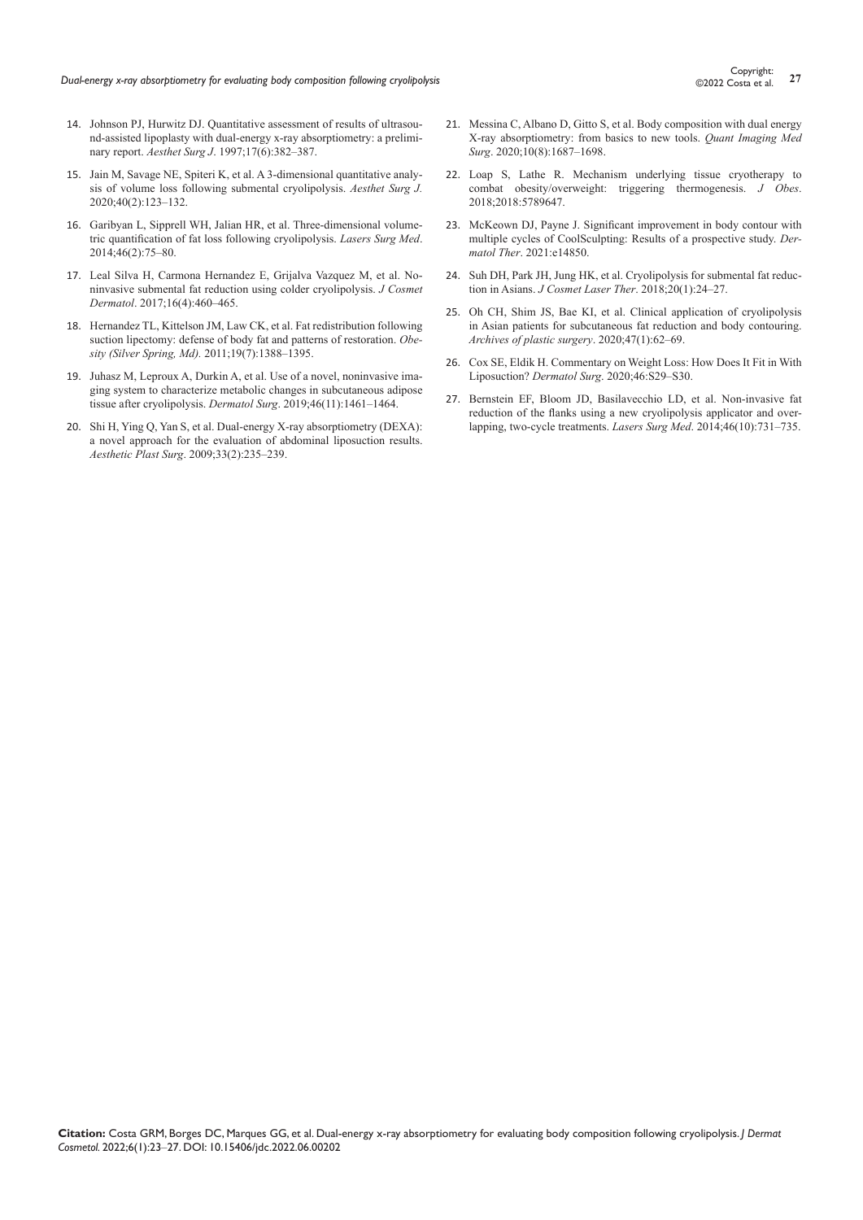14. Johnson PJ, Hurwitz DJ. Quantitative assessment of results of ultrasound-assisted lipoplasty with dual-energy x-ray absorptiometry: a preliminary report. *Aesthet Surg J*. 1997;17(6):382–387.
15. Jain M, Savage NE, Spiteri K, et al. A 3-dimensional quantitative analysis of volume loss following submental cryolipolysis. *Aesthet Surg J.* 2020;40(2):123–132.
16. Garibyan L, Sipprell WH, Jalian HR, et al. Three-dimensional volumetric quantification of fat loss following cryolipolysis. *Lasers Surg Med*. 2014;46(2):75–80.
17. Leal Silva H, Carmona Hernandez E, Grijalva Vazquez M, et al. Noninvasive submental fat reduction using colder cryolipolysis. *J Cosmet Dermatol*. 2017;16(4):460–465.
18. Hernandez TL, Kittelson JM, Law CK, et al. Fat redistribution following suction lipectomy: defense of body fat and patterns of restoration. *Obesity (Silver Spring, Md).* 2011;19(7):1388–1395.
19. Juhasz M, Leproux A, Durkin A, et al. Use of a novel, noninvasive imaging system to characterize metabolic changes in subcutaneous adipose tissue after cryolipolysis. *Dermatol Surg*. 2019;46(11):1461–1464.
20. Shi H, Ying Q, Yan S, et al. Dual-energy X-ray absorptiometry (DEXA): a novel approach for the evaluation of abdominal liposuction results. *Aesthetic Plast Surg*. 2009;33(2):235–239.
21. Messina C, Albano D, Gitto S, et al. Body composition with dual energy X-ray absorptiometry: from basics to new tools. *Quant Imaging Med Surg*. 2020;10(8):1687–1698.
22. Loap S, Lathe R. Mechanism underlying tissue cryotherapy to combat obesity/overweight: triggering thermogenesis. *J Obes*. 2018;2018:5789647.
23. McKeown DJ, Payne J. Significant improvement in body contour with multiple cycles of CoolSculpting: Results of a prospective study. *Dermatol Ther*. 2021:e14850.
24. Suh DH, Park JH, Jung HK, et al. Cryolipolysis for submental fat reduction in Asians. *J Cosmet Laser Ther*. 2018;20(1):24–27.
25. Oh CH, Shim JS, Bae KI, et al. Clinical application of cryolipolysis in Asian patients for subcutaneous fat reduction and body contouring. *Archives of plastic surgery*. 2020;47(1):62–69.
26. Cox SE, Eldik H. Commentary on Weight Loss: How Does It Fit in With Liposuction? *Dermatol Surg*. 2020;46:S29–S30.
27. Bernstein EF, Bloom JD, Basilavecchio LD, et al. Non-invasive fat reduction of the flanks using a new cryolipolysis applicator and overlapping, two-cycle treatments. *Lasers Surg Med*. 2014;46(10):731–735.